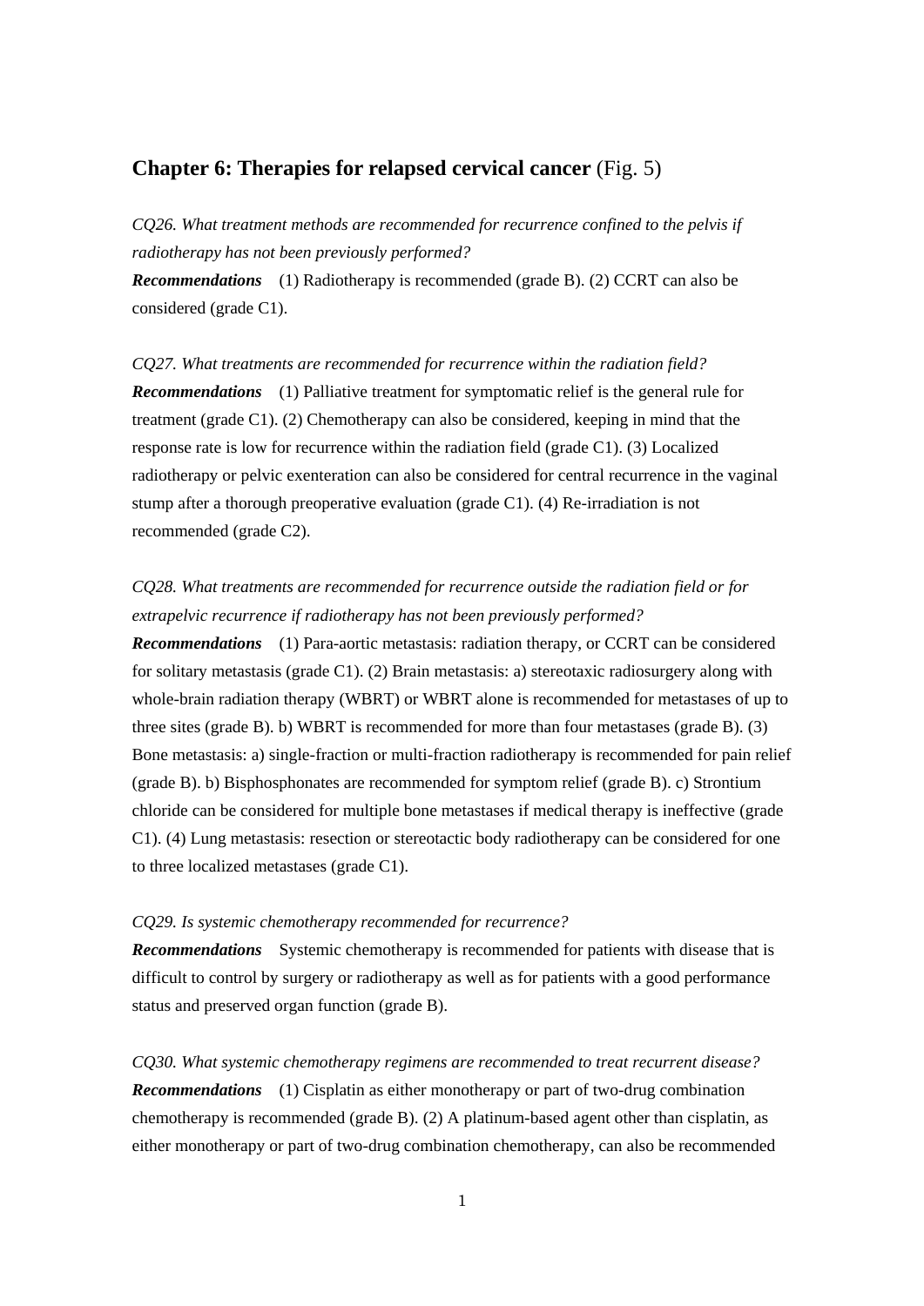## **Chapter 6: Therapies for relapsed cervical cancer** (Fig. 5)

*CQ26. What treatment methods are recommended for recurrence confined to the pelvis if radiotherapy has not been previously performed?*

***Recommendations*** (1) Radiotherapy is recommended (grade B). (2) CCRT can also be considered (grade C1).

*CQ27. What treatments are recommended for recurrence within the radiation field?*

***Recommendations*** (1) Palliative treatment for symptomatic relief is the general rule for treatment (grade C1). (2) Chemotherapy can also be considered, keeping in mind that the response rate is low for recurrence within the radiation field (grade C1). (3) Localized radiotherapy or pelvic exenteration can also be considered for central recurrence in the vaginal stump after a thorough preoperative evaluation (grade C1). (4) Re-irradiation is not recommended (grade C2).

*CQ28. What treatments are recommended for recurrence outside the radiation field or for extrapelvic recurrence if radiotherapy has not been previously performed?*

***Recommendations*** (1) Para-aortic metastasis: radiation therapy, or CCRT can be considered for solitary metastasis (grade C1). (2) Brain metastasis: a) stereotaxic radiosurgery along with whole-brain radiation therapy (WBRT) or WBRT alone is recommended for metastases of up to three sites (grade B). b) WBRT is recommended for more than four metastases (grade B). (3) Bone metastasis: a) single-fraction or multi-fraction radiotherapy is recommended for pain relief (grade B). b) Bisphosphonates are recommended for symptom relief (grade B). c) Strontium chloride can be considered for multiple bone metastases if medical therapy is ineffective (grade C1). (4) Lung metastasis: resection or stereotactic body radiotherapy can be considered for one to three localized metastases (grade C1).

*CQ29. Is systemic chemotherapy recommended for recurrence?*

***Recommendations*** Systemic chemotherapy is recommended for patients with disease that is difficult to control by surgery or radiotherapy as well as for patients with a good performance status and preserved organ function (grade B).

*CQ30. What systemic chemotherapy regimens are recommended to treat recurrent disease?*

***Recommendations*** (1) Cisplatin as either monotherapy or part of two-drug combination chemotherapy is recommended (grade B). (2) A platinum-based agent other than cisplatin, as either monotherapy or part of two-drug combination chemotherapy, can also be recommended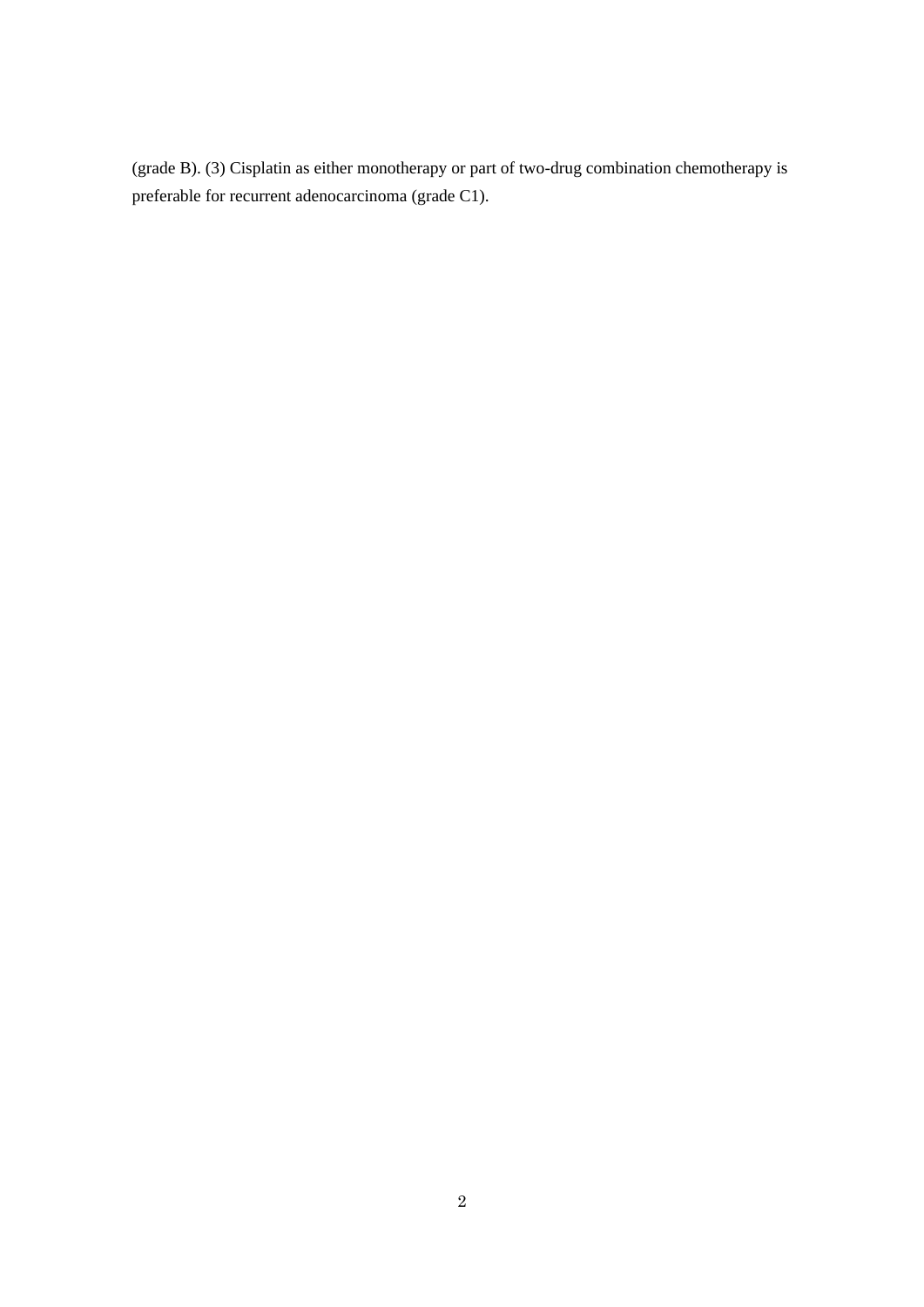(grade B). (3) Cisplatin as either monotherapy or part of two-drug combination chemotherapy is preferable for recurrent adenocarcinoma (grade C1).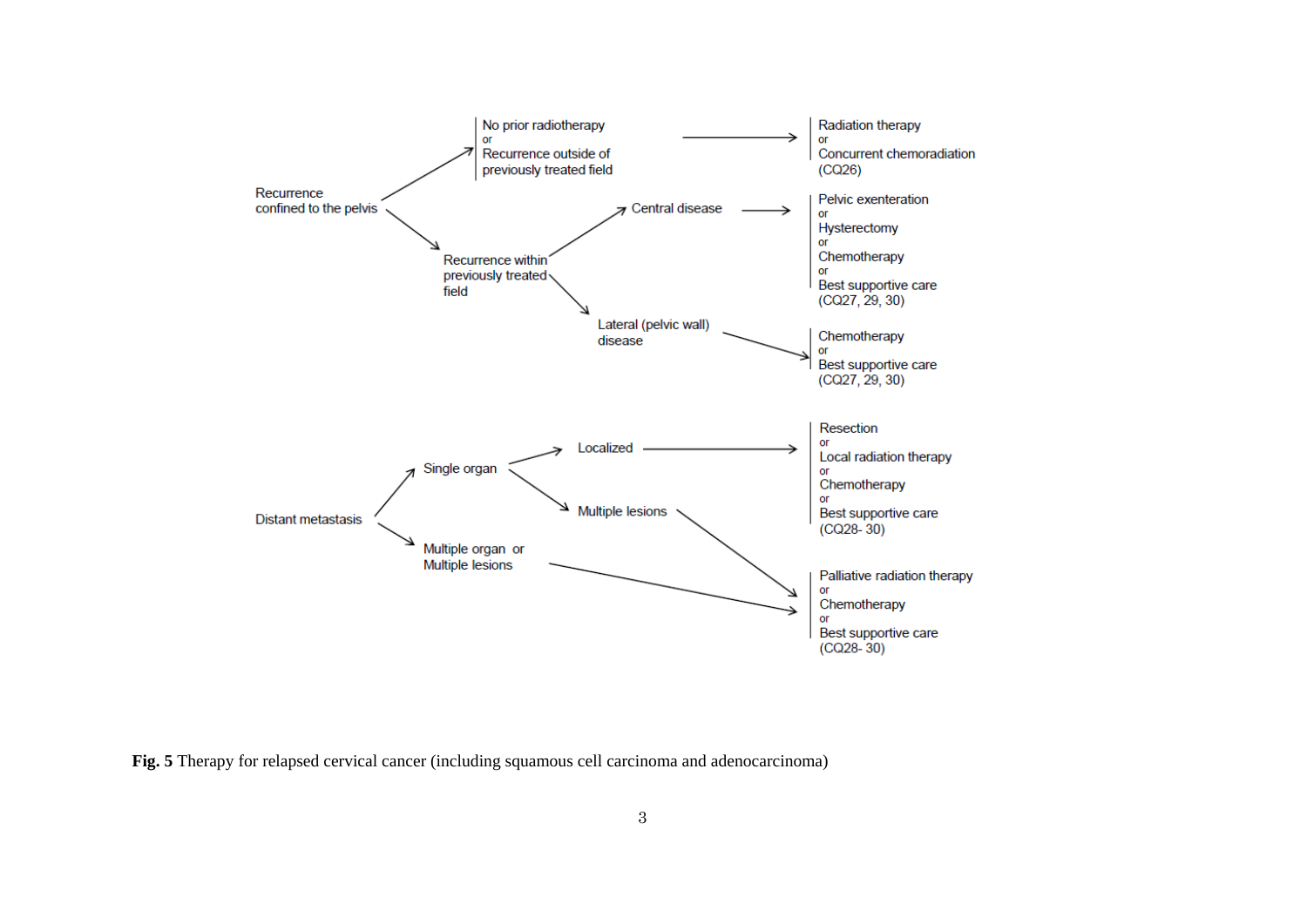Recurrence confined to the pelvis

No prior radiotherapy or Recurrence outside of previously treated field

Radiation therapy or Concurrent chemoradiation (CQ26)

Recurrence within previously treated field

Central disease

Pelvic exenteration or Hysterectomy or Chemotherapy or Best supportive care (CQ27, 29, 30)

Lateral (pelvic wall) disease

Chemotherapy or Best supportive care (CQ27, 29, 30)

Distant metastasis

Single organ

Localized

Resection or Local radiation therapy or Chemotherapy or Best supportive care (CQ28- 30)

Multiple lesions

Multiple organ or Multiple lesions

Palliative radiation therapy or Chemotherapy or Best supportive care (CQ28- 30)

**Fig. 5** Therapy for relapsed cervical cancer (including squamous cell carcinoma and adenocarcinoma)